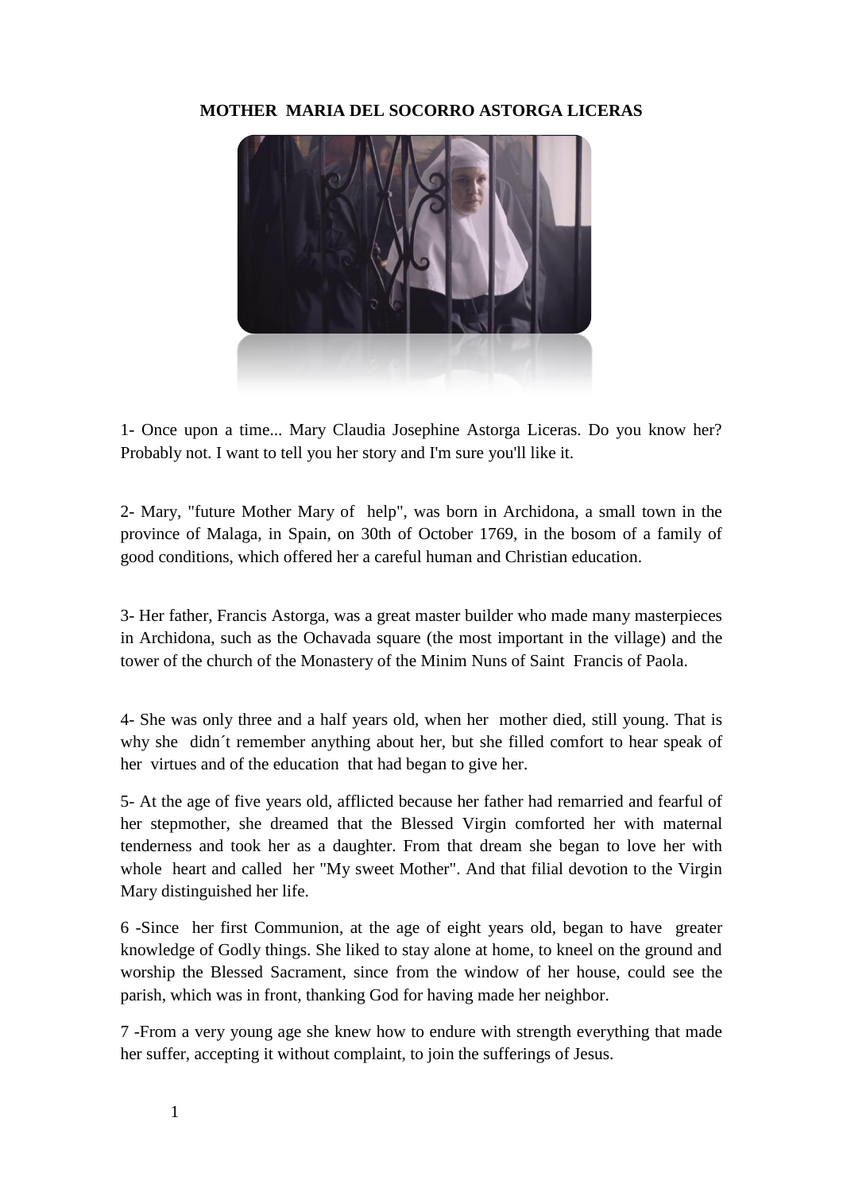**MOTHER MARIA DEL SOCORRO ASTORGA LICERAS**

1- Once upon a time... Mary Claudia Josephine Astorga Liceras. Do you know her? Probably not. I want to tell you her story and I'm sure you'll like it.

2- Mary, "future Mother Mary of help", was born in Archidona, a small town in the province of Malaga, in Spain, on 30th of October 1769, in the bosom of a family of good conditions, which offered her a careful human and Christian education.

3- Her father, Francis Astorga, was a great master builder who made many masterpieces in Archidona, such as the Ochavada square (the most important in the village) and the tower of the church of the Monastery of the Minim Nuns of Saint Francis of Paola.

4- She was only three and a half years old, when her mother died, still young. That is why she didn´t remember anything about her, but she filled comfort to hear speak of her virtues and of the education that had began to give her.

5- At the age of five years old, afflicted because her father had remarried and fearful of her stepmother, she dreamed that the Blessed Virgin comforted her with maternal tenderness and took her as a daughter. From that dream she began to love her with whole heart and called her "My sweet Mother". And that filial devotion to the Virgin Mary distinguished her life.

6 -Since her first Communion, at the age of eight years old, began to have greater knowledge of Godly things. She liked to stay alone at home, to kneel on the ground and worship the Blessed Sacrament, since from the window of her house, could see the parish, which was in front, thanking God for having made her neighbor.

7 -From a very young age she knew how to endure with strength everything that made her suffer, accepting it without complaint, to join the sufferings of Jesus.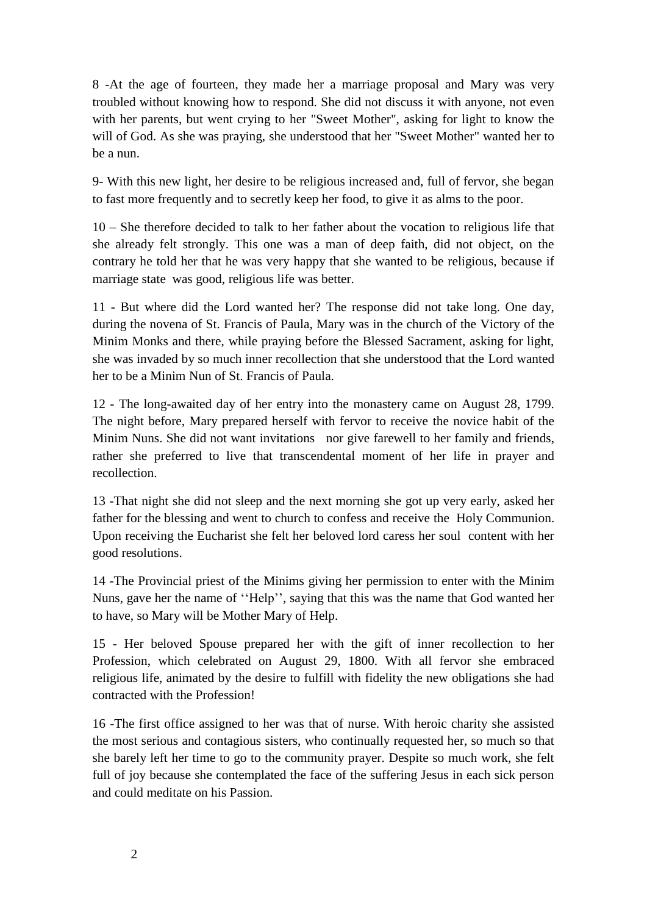8 -At the age of fourteen, they made her a marriage proposal and Mary was very troubled without knowing how to respond. She did not discuss it with anyone, not even with her parents, but went crying to her "Sweet Mother", asking for light to know the will of God. As she was praying, she understood that her "Sweet Mother" wanted her to be a nun.

9- With this new light, her desire to be religious increased and, full of fervor, she began to fast more frequently and to secretly keep her food, to give it as alms to the poor.

10 – She therefore decided to talk to her father about the vocation to religious life that she already felt strongly. This one was a man of deep faith, did not object, on the contrary he told her that he was very happy that she wanted to be religious, because if marriage state was good, religious life was better.

11 - But where did the Lord wanted her? The response did not take long. One day, during the novena of St. Francis of Paula, Mary was in the church of the Victory of the Minim Monks and there, while praying before the Blessed Sacrament, asking for light, she was invaded by so much inner recollection that she understood that the Lord wanted her to be a Minim Nun of St. Francis of Paula.

12 - The long-awaited day of her entry into the monastery came on August 28, 1799. The night before, Mary prepared herself with fervor to receive the novice habit of the Minim Nuns. She did not want invitations nor give farewell to her family and friends, rather she preferred to live that transcendental moment of her life in prayer and recollection.

13 -That night she did not sleep and the next morning she got up very early, asked her father for the blessing and went to church to confess and receive the Holy Communion. Upon receiving the Eucharist she felt her beloved lord caress her soul content with her good resolutions.

14 -The Provincial priest of the Minims giving her permission to enter with the Minim Nuns, gave her the name of ‘‘Help’’, saying that this was the name that God wanted her to have, so Mary will be Mother Mary of Help.

15 - Her beloved Spouse prepared her with the gift of inner recollection to her Profession, which celebrated on August 29, 1800. With all fervor she embraced religious life, animated by the desire to fulfill with fidelity the new obligations she had contracted with the Profession!

16 -The first office assigned to her was that of nurse. With heroic charity she assisted the most serious and contagious sisters, who continually requested her, so much so that she barely left her time to go to the community prayer. Despite so much work, she felt full of joy because she contemplated the face of the suffering Jesus in each sick person and could meditate on his Passion.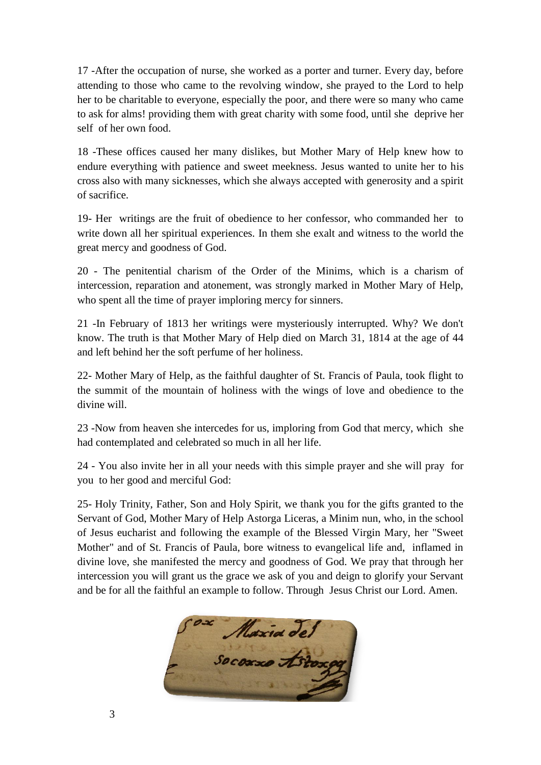17 -After the occupation of nurse, she worked as a porter and turner. Every day, before attending to those who came to the revolving window, she prayed to the Lord to help her to be charitable to everyone, especially the poor, and there were so many who came to ask for alms! providing them with great charity with some food, until she deprive her self of her own food.

18 -These offices caused her many dislikes, but Mother Mary of Help knew how to endure everything with patience and sweet meekness. Jesus wanted to unite her to his cross also with many sicknesses, which she always accepted with generosity and a spirit of sacrifice.

19- Her writings are the fruit of obedience to her confessor, who commanded her to write down all her spiritual experiences. In them she exalt and witness to the world the great mercy and goodness of God.

20 - The penitential charism of the Order of the Minims, which is a charism of intercession, reparation and atonement, was strongly marked in Mother Mary of Help, who spent all the time of prayer imploring mercy for sinners.

21 -In February of 1813 her writings were mysteriously interrupted. Why? We don't know. The truth is that Mother Mary of Help died on March 31, 1814 at the age of 44 and left behind her the soft perfume of her holiness.

22- Mother Mary of Help, as the faithful daughter of St. Francis of Paula, took flight to the summit of the mountain of holiness with the wings of love and obedience to the divine will.

23 -Now from heaven she intercedes for us, imploring from God that mercy, which she had contemplated and celebrated so much in all her life.

24 - You also invite her in all your needs with this simple prayer and she will pray for you to her good and merciful God:

25- Holy Trinity, Father, Son and Holy Spirit, we thank you for the gifts granted to the Servant of God, Mother Mary of Help Astorga Liceras, a Minim nun, who, in the school of Jesus eucharist and following the example of the Blessed Virgin Mary, her "Sweet Mother" and of St. Francis of Paula, bore witness to evangelical life and, inflamed in divine love, she manifested the mercy and goodness of God. We pray that through her intercession you will grant us the grace we ask of you and deign to glorify your Servant and be for all the faithful an example to follow. Through Jesus Christ our Lord. Amen.

Sor Maria del Socorro Astorga